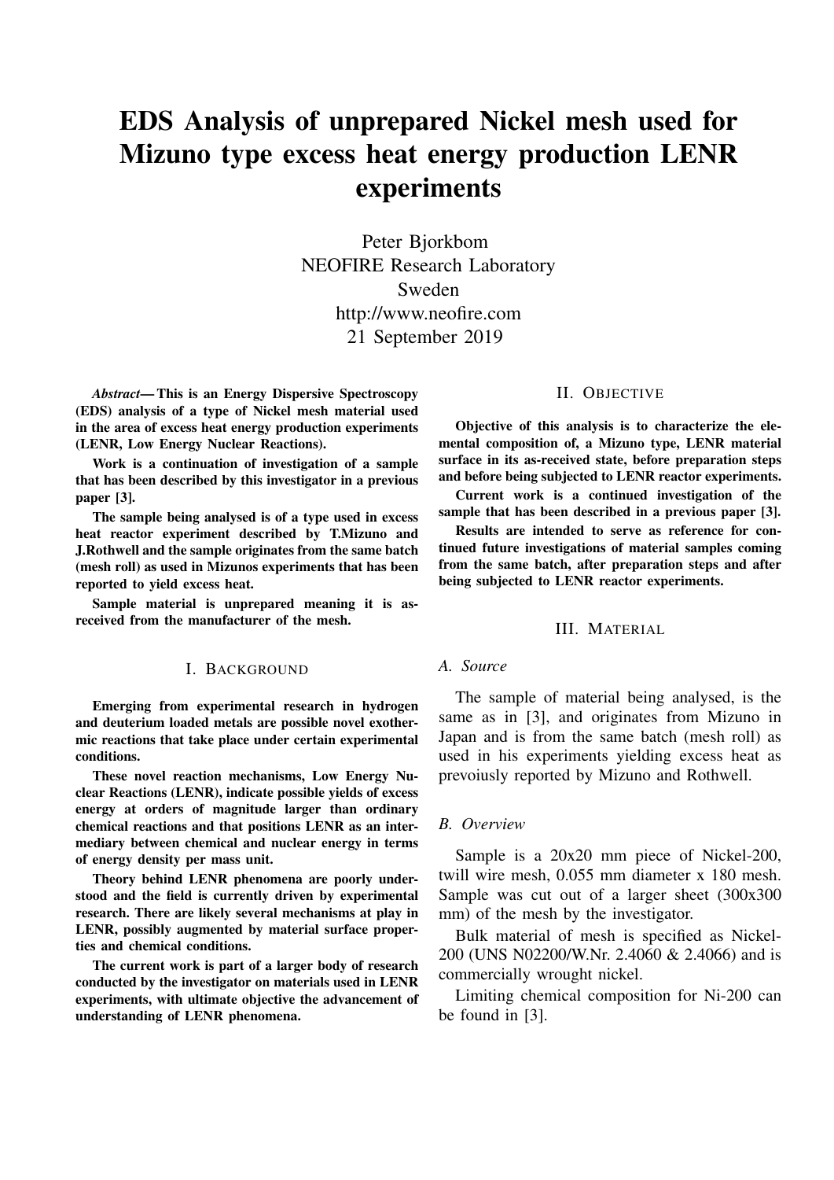# EDS Analysis of unprepared Nickel mesh used for Mizuno type excess heat energy production LENR experiments

Peter Bjorkbom
NEOFIRE Research Laboratory
Sweden
http://www.neofire.com
21 September 2019

***Abstract*— This is an Energy Dispersive Spectroscopy (EDS) analysis of a type of Nickel mesh material used in the area of excess heat energy production experiments (LENR, Low Energy Nuclear Reactions).**

**Work is a continuation of investigation of a sample that has been described by this investigator in a previous paper [3].**

**The sample being analysed is of a type used in excess heat reactor experiment described by T.Mizuno and J.Rothwell and the sample originates from the same batch (mesh roll) as used in Mizunos experiments that has been reported to yield excess heat.**

**Sample material is unprepared meaning it is as-received from the manufacturer of the mesh.**

## I. Background

**Emerging from experimental research in hydrogen and deuterium loaded metals are possible novel exothermic reactions that take place under certain experimental conditions.**

**These novel reaction mechanisms, Low Energy Nuclear Reactions (LENR), indicate possible yields of excess energy at orders of magnitude larger than ordinary chemical reactions and that positions LENR as an intermediary between chemical and nuclear energy in terms of energy density per mass unit.**

**Theory behind LENR phenomena are poorly understood and the field is currently driven by experimental research. There are likely several mechanisms at play in LENR, possibly augmented by material surface properties and chemical conditions.**

**The current work is part of a larger body of research conducted by the investigator on materials used in LENR experiments, with ultimate objective the advancement of understanding of LENR phenomena.**

## II. Objective

**Objective of this analysis is to characterize the elemental composition of, a Mizuno type, LENR material surface in its as-received state, before preparation steps and before being subjected to LENR reactor experiments.**

**Current work is a continued investigation of the sample that has been described in a previous paper [3].**

**Results are intended to serve as reference for continued future investigations of material samples coming from the same batch, after preparation steps and after being subjected to LENR reactor experiments.**

## III. Material

### A. Source

The sample of material being analysed, is the same as in [3], and originates from Mizuno in Japan and is from the same batch (mesh roll) as used in his experiments yielding excess heat as prevoiusly reported by Mizuno and Rothwell.

### B. Overview

Sample is a 20x20 mm piece of Nickel-200, twill wire mesh, 0.055 mm diameter x 180 mesh. Sample was cut out of a larger sheet (300x300 mm) of the mesh by the investigator.

Bulk material of mesh is specified as Nickel-200 (UNS N02200/W.Nr. 2.4060 & 2.4066) and is commercially wrought nickel.

Limiting chemical composition for Ni-200 can be found in [3].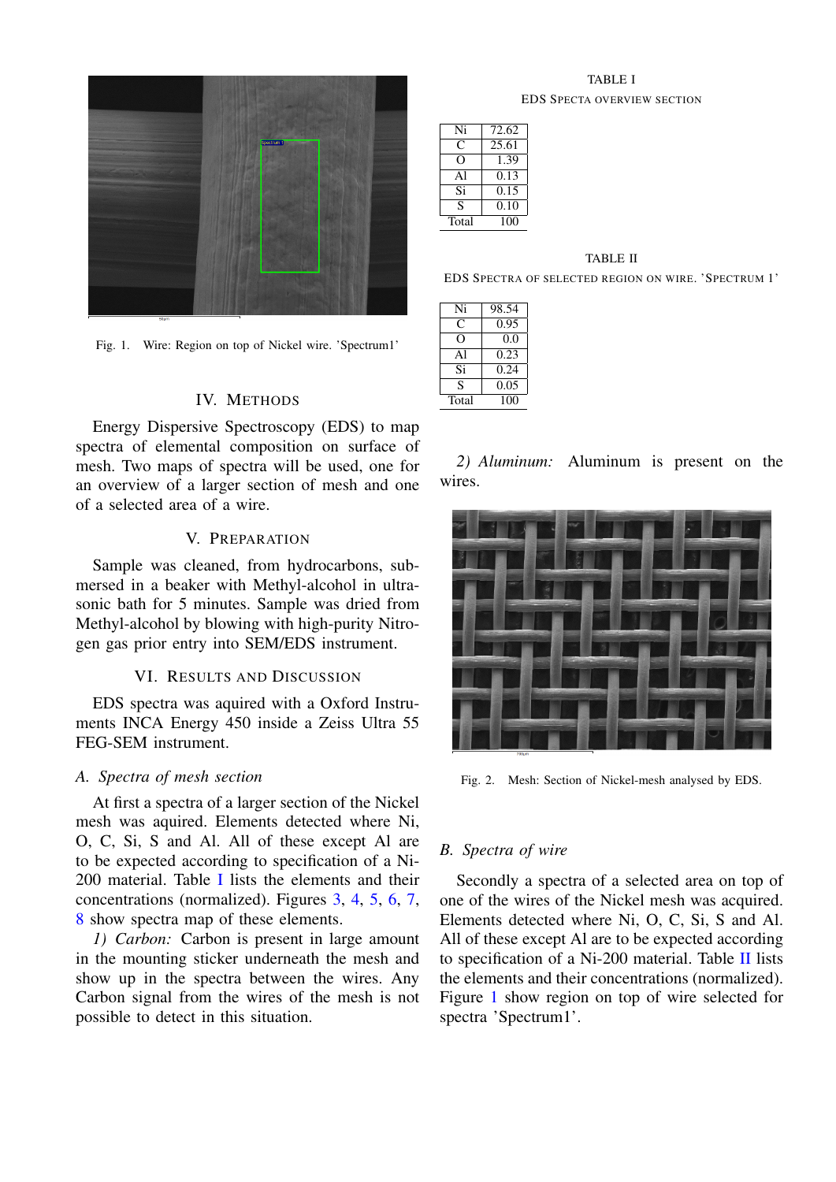Fig. 1. Wire: Region on top of Nickel wire. 'Spectrum1'

## IV. Methods

Energy Dispersive Spectroscopy (EDS) to map spectra of elemental composition on surface of mesh. Two maps of spectra will be used, one for an overview of a larger section of mesh and one of a selected area of a wire.

## V. Preparation

Sample was cleaned, from hydrocarbons, submersed in a beaker with Methyl-alcohol in ultrasonic bath for 5 minutes. Sample was dried from Methyl-alcohol by blowing with high-purity Nitrogen gas prior entry into SEM/EDS instrument.

## VI. Results and Discussion

EDS spectra was aquired with a Oxford Instruments INCA Energy 450 inside a Zeiss Ultra 55 FEG-SEM instrument.

### A. Spectra of mesh section

At first a spectra of a larger section of the Nickel mesh was aquired. Elements detected where Ni, O, C, Si, S and Al. All of these except Al are to be expected according to specification of a Ni-200 material. Table I lists the elements and their concentrations (normalized). Figures 3, 4, 5, 6, 7, 8 show spectra map of these elements.

*1) Carbon:* Carbon is present in large amount in the mounting sticker underneath the mesh and show up in the spectra between the wires. Any Carbon signal from the wires of the mesh is not possible to detect in this situation.

TABLE I
EDS Specta overview section

| Ni | 72.62 |
|---|---|
| C | 25.61 |
| O | 1.39 |
| Al | 0.13 |
| Si | 0.15 |
| S | 0.10 |
| Total | 100 |

TABLE II
EDS Spectra of selected region on wire. 'Spectrum 1'

| Ni | 98.54 |
|---|---|
| C | 0.95 |
| O | 0.0 |
| Al | 0.23 |
| Si | 0.24 |
| S | 0.05 |
| Total | 100 |

*2) Aluminum:* Aluminum is present on the wires.

Fig. 2. Mesh: Section of Nickel-mesh analysed by EDS.

### B. Spectra of wire

Secondly a spectra of a selected area on top of one of the wires of the Nickel mesh was acquired. Elements detected where Ni, O, C, Si, S and Al. All of these except Al are to be expected according to specification of a Ni-200 material. Table II lists the elements and their concentrations (normalized). Figure 1 show region on top of wire selected for spectra 'Spectrum1'.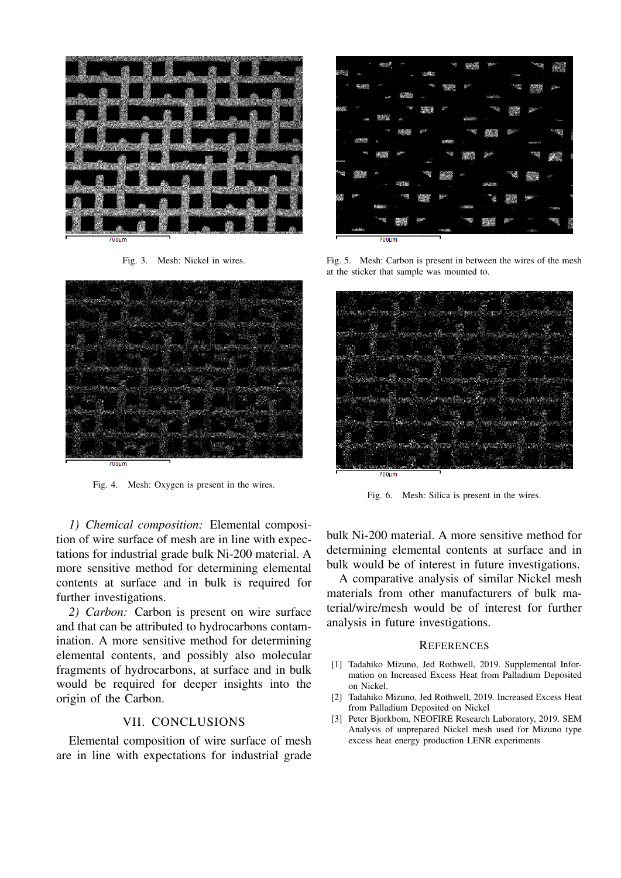Fig. 3. Mesh: Nickel in wires.

Fig. 4. Mesh: Oxygen is present in the wires.

Fig. 5. Mesh: Carbon is present in between the wires of the mesh at the sticker that sample was mounted to.

Fig. 6. Mesh: Silica is present in the wires.

*1) Chemical composition:* Elemental composition of wire surface of mesh are in line with expectations for industrial grade bulk Ni-200 material. A more sensitive method for determining elemental contents at surface and in bulk is required for further investigations.

*2) Carbon:* Carbon is present on wire surface and that can be attributed to hydrocarbons contamination. A more sensitive method for determining elemental contents, and possibly also molecular fragments of hydrocarbons, at surface and in bulk would be required for deeper insights into the origin of the Carbon.

## VII. Conclusions

Elemental composition of wire surface of mesh are in line with expectations for industrial grade bulk Ni-200 material. A more sensitive method for determining elemental contents at surface and in bulk would be of interest in future investigations.

A comparative analysis of similar Nickel mesh materials from other manufacturers of bulk material/wire/mesh would be of interest for further analysis in future investigations.

## References

[1] Tadahiko Mizuno, Jed Rothwell, 2019. Supplemental Information on Increased Excess Heat from Palladium Deposited on Nickel.

[2] Tadahiko Mizuno, Jed Rothwell, 2019. Increased Excess Heat from Palladium Deposited on Nickel

[3] Peter Bjorkbom, NEOFIRE Research Laboratory, 2019. SEM Analysis of unprepared Nickel mesh used for Mizuno type excess heat energy production LENR experiments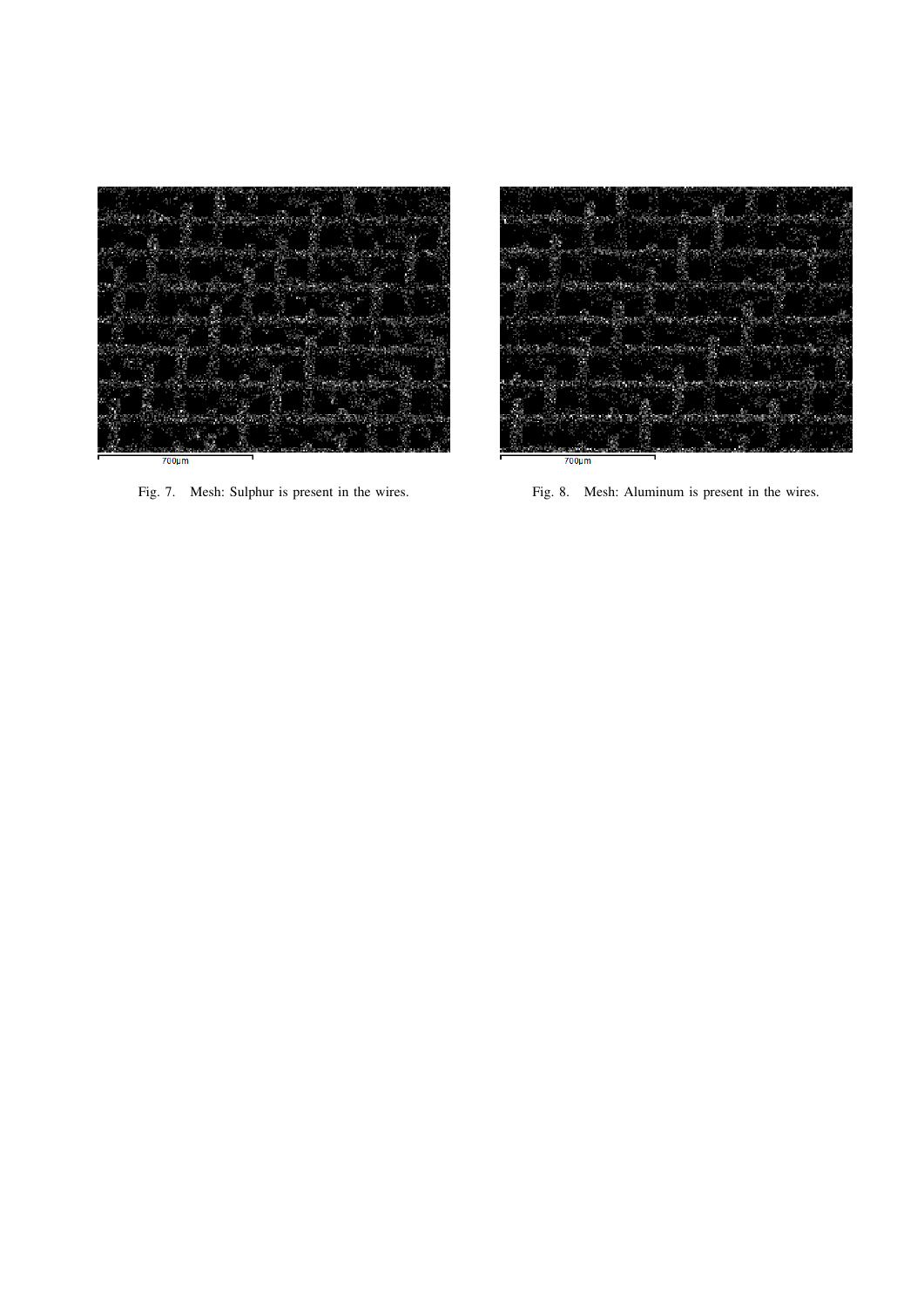700µm

Fig. 7. Mesh: Sulphur is present in the wires.

700µm

Fig. 8. Mesh: Aluminum is present in the wires.